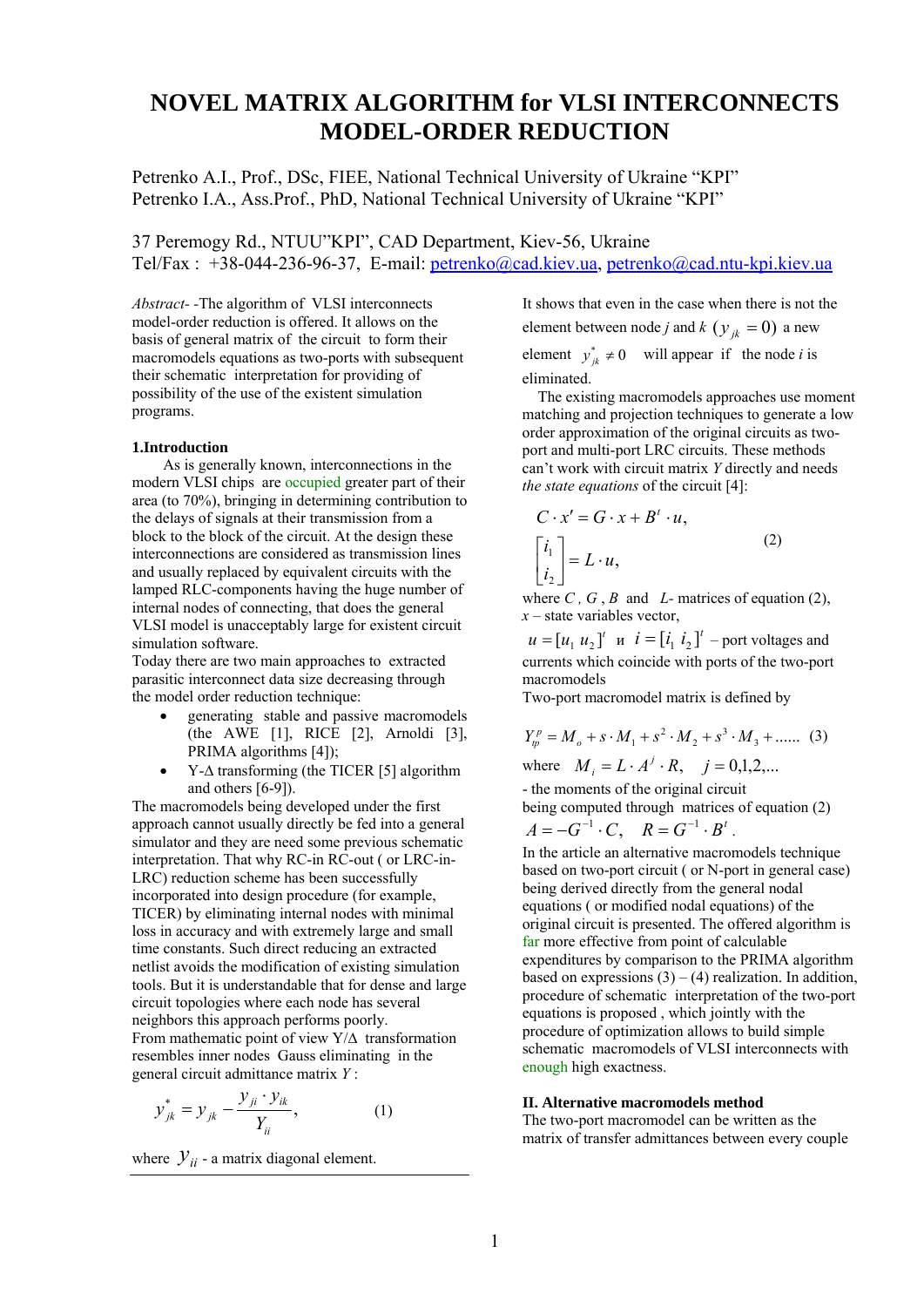# NOVEL MATRIX ALGORITHM for VLSI INTERCONNECTS MODEL-ORDER REDUCTION

Petrenko A.I., Prof., DSc, FIEE, National Technical University of Ukraine "KPI"
Petrenko I.A., Ass.Prof., PhD, National Technical University of Ukraine "KPI"

37 Peremogy Rd., NTUU"KPI", CAD Department, Kiev-56, Ukraine
Tel/Fax : +38-044-236-96-37, E-mail: petrenko@cad.kiev.ua, petrenko@cad.ntu-kpi.kiev.ua

*Abstract-* -The algorithm of VLSI interconnects model-order reduction is offered. It allows on the basis of general matrix of the circuit to form their macromodels equations as two-ports with subsequent their schematic interpretation for providing of possibility of the use of the existent simulation programs.

### 1.Introduction

As is generally known, interconnections in the modern VLSI chips are occupied greater part of their area (to 70%), bringing in determining contribution to the delays of signals at their transmission from a block to the block of the circuit. At the design these interconnections are considered as transmission lines and usually replaced by equivalent circuits with the lamped RLC-components having the huge number of internal nodes of connecting, that does the general VLSI model is unacceptably large for existent circuit simulation software.

Today there are two main approaches to extracted parasitic interconnect data size decreasing through the model order reduction technique:

- generating stable and passive macromodels (the AWE [1], RICE [2], Arnoldi [3], PRIMA algorithms [4]);
- Y-Δ transforming (the TICER [5] algorithm and others [6-9]).

The macromodels being developed under the first approach cannot usually directly be fed into a general simulator and they are need some previous schematic interpretation. That why RC-in RC-out ( or LRC-in-LRC) reduction scheme has been successfully incorporated into design procedure (for example, TICER) by eliminating internal nodes with minimal loss in accuracy and with extremely large and small time constants. Such direct reducing an extracted netlist avoids the modification of existing simulation tools. But it is understandable that for dense and large circuit topologies where each node has several neighbors this approach performs poorly.

From mathematic point of view Y/Δ transformation resembles inner nodes Gauss eliminating in the general circuit admittance matrix $Y$ :

$$y^{*}_{jk} = y_{jk} - \frac{y_{ji} \cdot y_{ik}}{Y_{ii}}, \qquad (1)$$

where $y_{ii}$ - a matrix diagonal element.

It shows that even in the case when there is not the element between node $j$ and $k$ $(y_{jk} = 0)$ a new element $y^{*}_{jk} \neq 0$ will appear if the node $i$ is eliminated.

The existing macromodels approaches use moment matching and projection techniques to generate a low order approximation of the original circuits as two-port and multi-port LRC circuits. These methods can't work with circuit matrix $Y$ directly and needs *the state equations* of the circuit [4]:

$$C \cdot x' = G \cdot x + B^{t} \cdot u, \qquad (2)$$
$$\begin{bmatrix} i_1 \\ i_2 \end{bmatrix} = L \cdot u,$$

where $C$ , $G$ , $B$ and $L$- matrices of equation (2), $x$ – state variables vector,

$u = [u_1\ u_2]^t$ и $i = [i_1\ i_2]^t$ – port voltages and currents which coincide with ports of the two-port macromodels

Two-port macromodel matrix is defined by

$$Y^{p}_{tp} = M_o + s \cdot M_1 + s^2 \cdot M_2 + s^3 \cdot M_3 + ...... \qquad (3)$$

where $M_i = L \cdot A^{j} \cdot R, \quad j = 0,1,2,...$

- the moments of the original circuit being computed through matrices of equation (2)

$A = -G^{-1} \cdot C, \quad R = G^{-1} \cdot B^{t}$ .

In the article an alternative macromodels technique based on two-port circuit ( or N-port in general case) being derived directly from the general nodal equations ( or modified nodal equations) of the original circuit is presented. The offered algorithm is far more effective from point of calculable expenditures by comparison to the PRIMA algorithm based on expressions (3) – (4) realization. In addition, procedure of schematic interpretation of the two-port equations is proposed , which jointly with the procedure of optimization allows to build simple schematic macromodels of VLSI interconnects with enough high exactness.

### II. Alternative macromodels method

The two-port macromodel can be written as the matrix of transfer admittances between every couple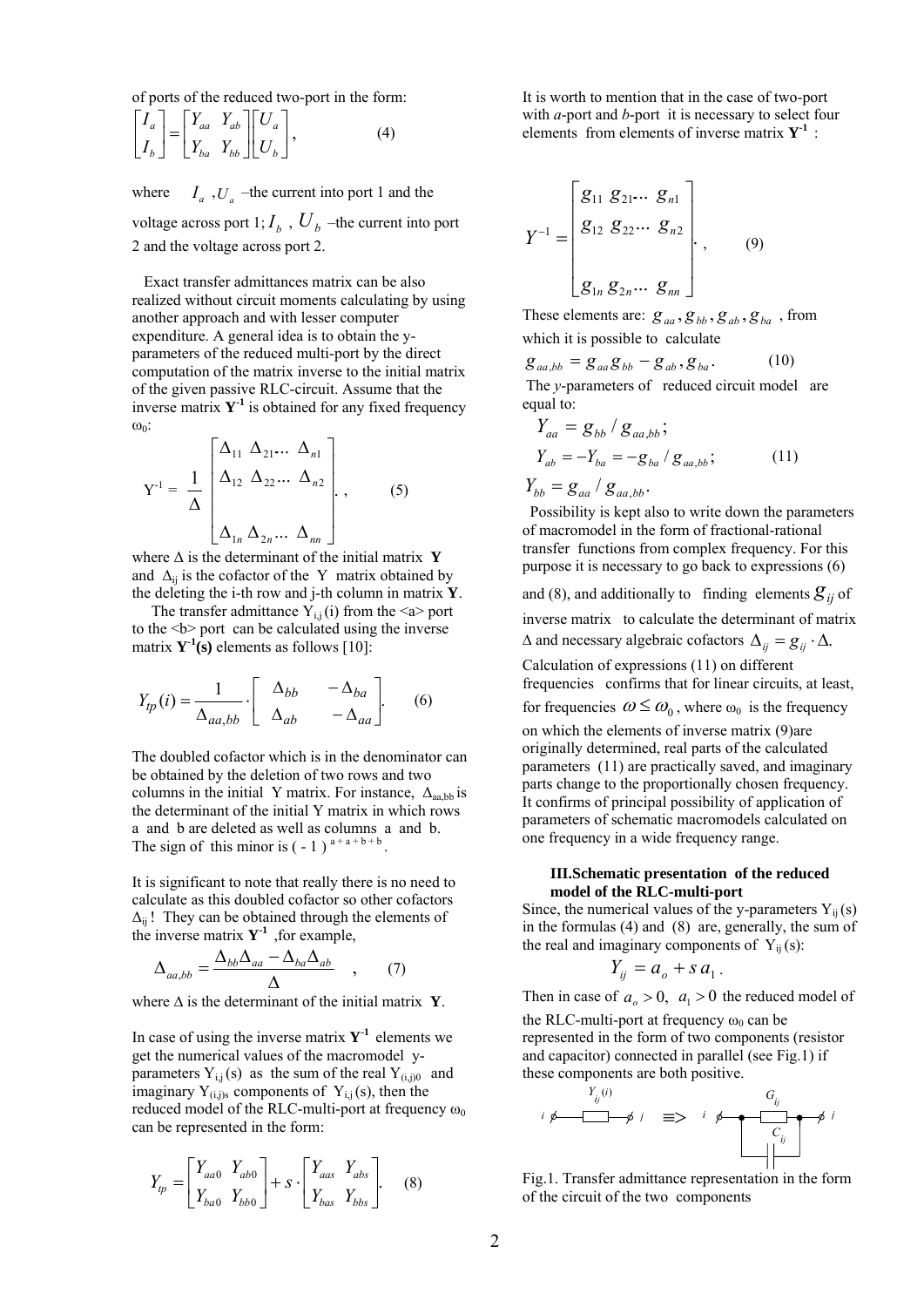of ports of the reduced two-port in the form:

$$\begin{bmatrix} I_a \\ I_b \end{bmatrix} = \begin{bmatrix} Y_{aa} & Y_{ab} \\ Y_{ba} & Y_{bb} \end{bmatrix} \begin{bmatrix} U_a \\ U_b \end{bmatrix}, \qquad (4)$$

where $I_a$ ,$U_a$ –the current into port 1 and the voltage across port 1; $I_b$ , $U_b$ –the current into port 2 and the voltage across port 2.

Exact transfer admittances matrix can be also realized without circuit moments calculating by using another approach and with lesser computer expenditure. A general idea is to obtain the y-parameters of the reduced multi-port by the direct computation of the matrix inverse to the initial matrix of the given passive RLC-circuit. Assume that the inverse matrix $\mathbf{Y}^{-1}$ is obtained for any fixed frequency $\omega_0$:

$$Y^{-1} = \frac{1}{\Delta} \begin{bmatrix} \Delta_{11} & \Delta_{21} \dots & \Delta_{n1} \\ \Delta_{12} & \Delta_{22} \dots & \Delta_{n2} \\ & & \\ \Delta_{1n} & \Delta_{2n} \dots & \Delta_{nn} \end{bmatrix}, \qquad (5)$$

where Δ is the determinant of the initial matrix **Y** and $\Delta_{ij}$ is the cofactor of the Y matrix obtained by the deleting the i-th row and j-th column in matrix **Y**.

The transfer admittance $Y_{i,j}(i)$ from the <a> port to the <b> port can be calculated using the inverse matrix $\mathbf{Y}^{-1}(s)$ elements as follows [10]:

$$Y_{tp}(i) = \frac{1}{\Delta_{aa,bb}} \cdot \begin{bmatrix} \Delta_{bb} & -\Delta_{ba} \\ \Delta_{ab} & -\Delta_{aa} \end{bmatrix}. \qquad (6)$$

The doubled cofactor which is in the denominator can be obtained by the deletion of two rows and two columns in the initial Y matrix. For instance, $\Delta_{aa,bb}$ is the determinant of the initial Y matrix in which rows a and b are deleted as well as columns a and b. The sign of this minor is $(-1)^{a+a+b+b}$.

It is significant to note that really there is no need to calculate as this doubled cofactor so other cofactors $\Delta_{ij}$! They can be obtained through the elements of the inverse matrix $\mathbf{Y}^{-1}$ ,for example,

$$\Delta_{aa,bb} = \frac{\Delta_{bb}\Delta_{aa} - \Delta_{ba}\Delta_{ab}}{\Delta}, \qquad (7)$$

where Δ is the determinant of the initial matrix **Y**.

In case of using the inverse matrix $\mathbf{Y}^{-1}$ elements we get the numerical values of the macromodel y-parameters $Y_{i,j}(s)$ as the sum of the real $Y_{(i,j)0}$ and imaginary $Y_{(i,j)s}$ components of $Y_{i,j}(s)$, then the reduced model of the RLC-multi-port at frequency $\omega_0$ can be represented in the form:

$$Y_{tp} = \begin{bmatrix} Y_{aa0} & Y_{ab0} \\ Y_{ba0} & Y_{bb0} \end{bmatrix} + s \cdot \begin{bmatrix} Y_{aas} & Y_{abs} \\ Y_{bas} & Y_{bbs} \end{bmatrix}. \qquad (8)$$

It is worth to mention that in the case of two-port with *a*-port and *b*-port it is necessary to select four elements from elements of inverse matrix $\mathbf{Y}^{-1}$ :

$$Y^{-1} = \begin{bmatrix} g_{11} & g_{21} \dots & g_{n1} \\ g_{12} & g_{22} \dots & g_{n2} \\ & & \\ g_{1n} & g_{2n} \dots & g_{nn} \end{bmatrix}, \qquad (9)$$

These elements are: $g_{aa}, g_{bb}, g_{ab}, g_{ba}$ , from which it is possible to calculate

$$g_{aa,bb} = g_{aa}g_{bb} - g_{ab}, g_{ba}. \qquad (10)$$

The *y*-parameters of reduced circuit model are equal to:

$$Y_{aa} = g_{bb} / g_{aa,bb};$$
$$Y_{ab} = -Y_{ba} = -g_{ba} / g_{aa,bb}; \qquad (11)$$
$$Y_{bb} = g_{aa} / g_{aa,bb}.$$

Possibility is kept also to write down the parameters of macromodel in the form of fractional-rational transfer functions from complex frequency. For this purpose it is necessary to go back to expressions (6) and (8), and additionally to finding elements $g_{ij}$ of inverse matrix to calculate the determinant of matrix Δ and necessary algebraic cofactors $\Delta_{ij} = g_{ij} \cdot \Delta$.

Calculation of expressions (11) on different frequencies confirms that for linear circuits, at least, for frequencies $\omega \le \omega_0$ , where $\omega_0$ is the frequency on which the elements of inverse matrix (9)are originally determined, real parts of the calculated parameters (11) are practically saved, and imaginary parts change to the proportionally chosen frequency. It confirms of principal possibility of application of parameters of schematic macromodels calculated on one frequency in a wide frequency range.

## III.Schematic presentation of the reduced model of the RLC-multi-port

Since, the numerical values of the y-parameters $Y_{ij}(s)$ in the formulas (4) and (8) are, generally, the sum of the real and imaginary components of $Y_{ij}(s)$:

$$Y_{ij} = a_o + s\,a_1 .$$

Then in case of $a_o > 0,\ a_1 > 0$ the reduced model of the RLC-multi-port at frequency $\omega_0$ can be represented in the form of two components (resistor and capacitor) connected in parallel (see Fig.1) if these components are both positive.

Fig.1. Transfer admittance representation in the form of the circuit of the two components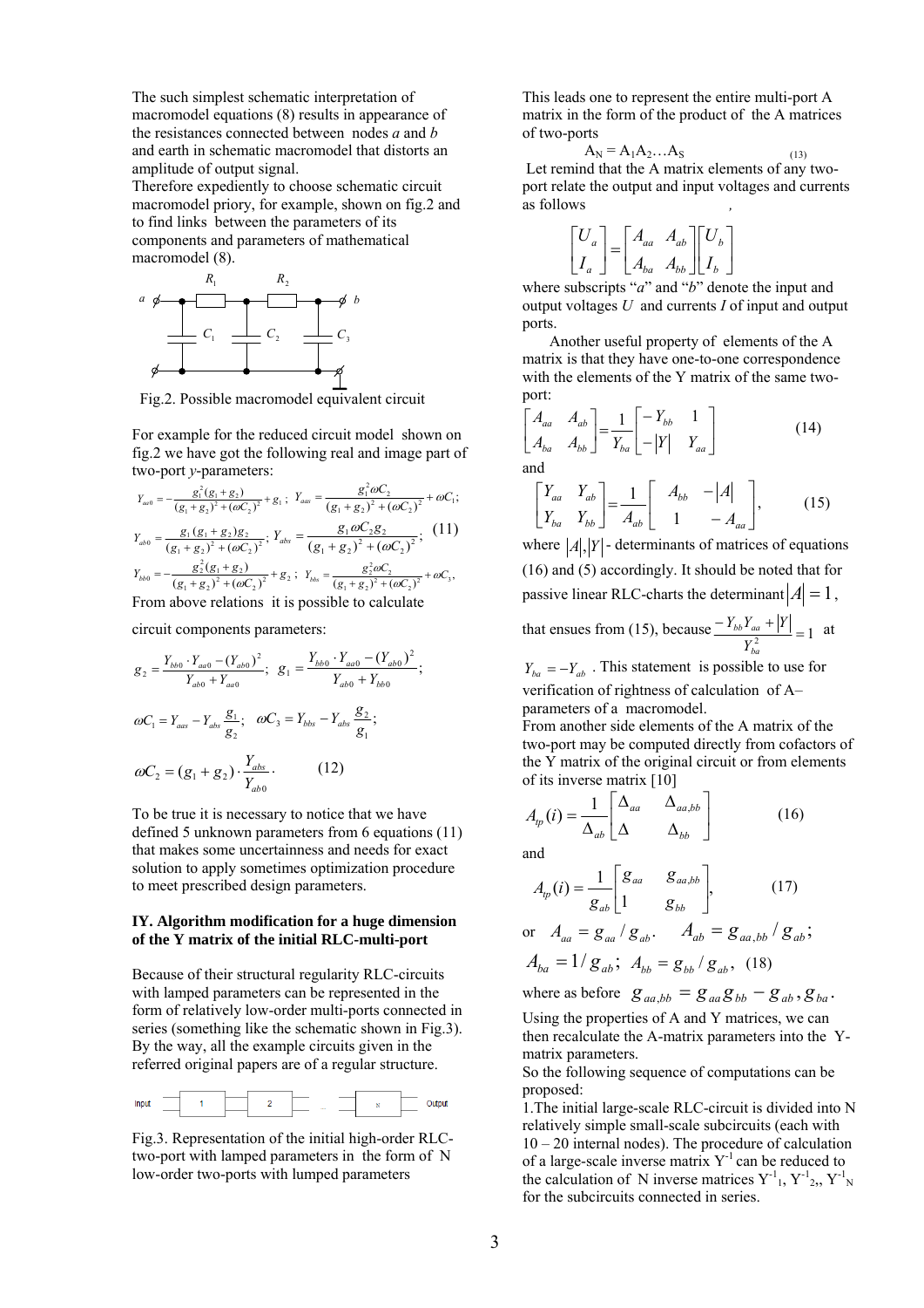The such simplest schematic interpretation of macromodel equations (8) results in appearance of the resistances connected between nodes *a* and *b* and earth in schematic macromodel that distorts an amplitude of output signal.
Therefore expediently to choose schematic circuit macromodel priory, for example, shown on fig.2 and to find links between the parameters of its components and parameters of mathematical macromodel (8).

Fig.2. Possible macromodel equivalent circuit

For example for the reduced circuit model shown on fig.2 we have got the following real and image part of two-port *y*-parameters:

$$Y_{aa0} = -\frac{g_1^2(g_1+g_2)}{(g_1+g_2)^2+(\omega C_2)^2} + g_1\,;\;\; Y_{aas} = \frac{g_1^2\omega C_2}{(g_1+g_2)^2+(\omega C_2)^2} + \omega C_1;$$

$$Y_{ab0} = \frac{g_1(g_1+g_2)g_2}{(g_1+g_2)^2+(\omega C_2)^2}\,;\;\; Y_{abs} = \frac{g_1\omega C_2 g_2}{(g_1+g_2)^2+(\omega C_2)^2}; \quad (11)$$

$$Y_{bb0} = -\frac{g_2^2(g_1+g_2)}{(g_1+g_2)^2+(\omega C_2)^2} + g_2\,;\;\; Y_{bbs} = \frac{g_2^2\omega C_2}{(g_1+g_2)^2+(\omega C_2)^2} + \omega C_3,$$

From above relations it is possible to calculate circuit components parameters:

$$g_2 = \frac{Y_{bb0}\cdot Y_{aa0} - (Y_{ab0})^2}{Y_{ab0}+Y_{aa0}};\;\; g_1 = \frac{Y_{bb0}\cdot Y_{aa0} - (Y_{ab0})^2}{Y_{ab0}+Y_{bb0}};$$

$$\omega C_1 = Y_{aas} - Y_{abs}\frac{g_1}{g_2};\;\; \omega C_3 = Y_{bbs} - Y_{abs}\frac{g_2}{g_1};$$

$$\omega C_2 = (g_1+g_2)\cdot\frac{Y_{abs}}{Y_{ab0}}. \quad (12)$$

To be true it is necessary to notice that we have defined 5 unknown parameters from 6 equations (11) that makes some uncertainness and needs for exact solution to apply sometimes optimization procedure to meet prescribed design parameters.

## IY. Algorithm modification for a huge dimension of the Y matrix of the initial RLC-multi-port

Because of their structural regularity RLC-circuits with lamped parameters can be represented in the form of relatively low-order multi-ports connected in series (something like the schematic shown in Fig.3). By the way, all the example circuits given in the referred original papers are of a regular structure.

Fig.3. Representation of the initial high-order RLC-two-port with lamped parameters in the form of N low-order two-ports with lumped parameters

This leads one to represent the entire multi-port A matrix in the form of the product of the A matrices of two-ports

$$A_N = A_1 A_2 \ldots A_S \quad (13)$$

Let remind that the A matrix elements of any two-port relate the output and input voltages and currents as follows

$$\begin{bmatrix} U_a \\ I_a \end{bmatrix} = \begin{bmatrix} A_{aa} & A_{ab} \\ A_{ba} & A_{bb} \end{bmatrix} \begin{bmatrix} U_b \\ I_b \end{bmatrix}$$

where subscripts "*a*" and "*b*" denote the input and output voltages *U* and currents *I* of input and output ports.

Another useful property of elements of the A matrix is that they have one-to-one correspondence with the elements of the Y matrix of the same two-port:

$$\begin{bmatrix} A_{aa} & A_{ab} \\ A_{ba} & A_{bb} \end{bmatrix} = \frac{1}{Y_{ba}} \begin{bmatrix} -Y_{bb} & 1 \\ -|Y| & Y_{aa} \end{bmatrix} \quad (14)$$

and

$$\begin{bmatrix} Y_{aa} & Y_{ab} \\ Y_{ba} & Y_{bb} \end{bmatrix} = \frac{1}{A_{ab}} \begin{bmatrix} A_{bb} & -|A| \\ 1 & -A_{aa} \end{bmatrix}, \quad (15)$$

where $|A|, |Y|$ - determinants of matrices of equations (16) and (5) accordingly. It should be noted that for passive linear RLC-charts the determinant $|A| = 1$, that ensues from (15), because $\frac{-Y_{bb}Y_{aa} + |Y|}{Y_{ba}^2} = 1$ at $Y_{ba} = -Y_{ab}$. This statement is possible to use for verification of rightness of calculation of A–parameters of a macromodel.
From another side elements of the A matrix of the two-port may be computed directly from cofactors of the Y matrix of the original circuit or from elements of its inverse matrix [10]

$$A_{tp}(i) = \frac{1}{\Delta_{ab}} \begin{bmatrix} \Delta_{aa} & \Delta_{aa,bb} \\ \Delta & \Delta_{bb} \end{bmatrix} \quad (16)$$

and

$$A_{tp}(i) = \frac{1}{g_{ab}} \begin{bmatrix} g_{aa} & g_{aa,bb} \\ 1 & g_{bb} \end{bmatrix}, \quad (17)$$

or $A_{aa} = g_{aa}/g_{ab}$. $A_{ab} = g_{aa,bb}/g_{ab}$;

$$A_{ba} = 1/g_{ab};\;\; A_{bb} = g_{bb}/g_{ab}, \quad (18)$$

where as before $g_{aa,bb} = g_{aa}g_{bb} - g_{ab}, g_{ba}$.
Using the properties of A and Y matrices, we can then recalculate the A-matrix parameters into the Y-matrix parameters.
So the following sequence of computations can be proposed:
1.The initial large-scale RLC-circuit is divided into N relatively simple small-scale subcircuits (each with 10 – 20 internal nodes). The procedure of calculation of a large-scale inverse matrix $Y^{-1}$ can be reduced to the calculation of N inverse matrices $Y^{-1}_1$, $Y^{-1}_2$, $Y^{-1}_N$ for the subcircuits connected in series.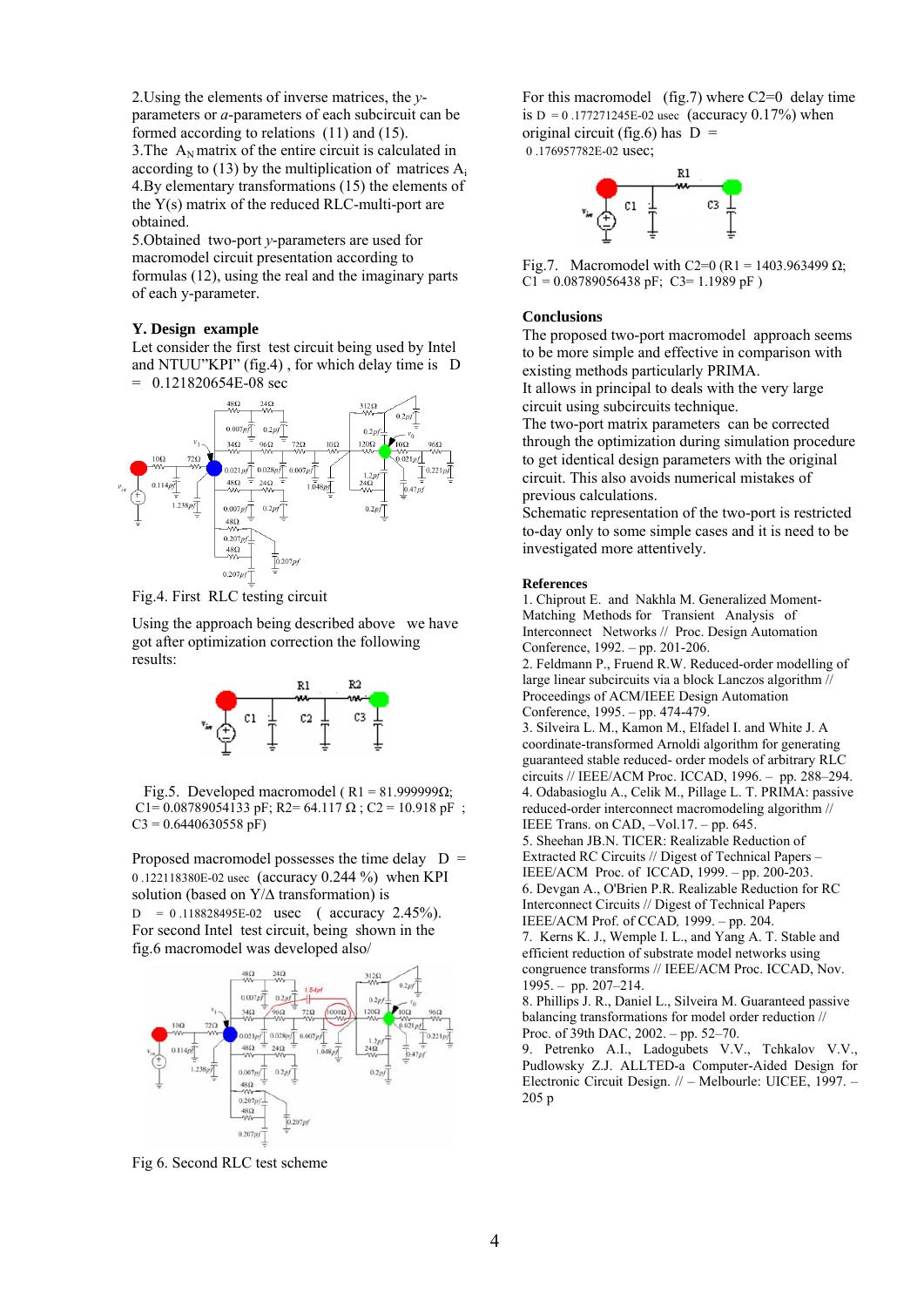2.Using the elements of inverse matrices, the *y*-parameters or *a*-parameters of each subcircuit can be formed according to relations (11) and (15).

3.The $A_N$ matrix of the entire circuit is calculated in according to (13) by the multiplication of matrices $A_i$

4.By elementary transformations (15) the elements of the Y(s) matrix of the reduced RLC-multi-port are obtained.

5.Obtained two-port *y*-parameters are used for macromodel circuit presentation according to formulas (12), using the real and the imaginary parts of each y-parameter.

## Y. Design example

Let consider the first test circuit being used by Intel and NTUU"KPI" (fig.4) , for which delay time is D = 0.121820654E-08 sec

Fig.4. First RLC testing circuit

Using the approach being described above we have got after optimization correction the following results:

Fig.5. Developed macromodel ( R1 = 81.999999Ω; C1= 0.08789054133 pF; R2= 64.117 Ω ; C2 = 10.918 pF ; C3 = 0.6440630558 pF)

Proposed macromodel possesses the time delay D = 0 .122118380E-02 usec (accuracy 0.244 %) when KPI solution (based on Y/Δ transformation) is D = 0 .118828495E-02 usec ( accuracy 2.45%).

For second Intel test circuit, being shown in the fig.6 macromodel was developed also/

Fig 6. Second RLC test scheme

For this macromodel (fig.7) where C2=0 delay time is D = 0 .177271245E-02 usec (accuracy 0.17%) when original circuit (fig.6) has D = 0 .176957782E-02 usec;

Fig.7. Macromodel with C2=0 (R1 = 1403.963499 Ω; C1 = 0.08789056438 pF; C3= 1.1989 pF )

## Conclusions

The proposed two-port macromodel approach seems to be more simple and effective in comparison with existing methods particularly PRIMA.

It allows in principal to deals with the very large circuit using subcircuits technique.

The two-port matrix parameters can be corrected through the optimization during simulation procedure to get identical design parameters with the original circuit. This also avoids numerical mistakes of previous calculations.

Schematic representation of the two-port is restricted to-day only to some simple cases and it is need to be investigated more attentively.

## References

1. Chiprout E. and Nakhla M. Generalized Moment-Matching Methods for Transient Analysis of Interconnect Networks // Proc. Design Automation Conference, 1992. – pp. 201-206.
2. Feldmann P., Fruend R.W. Reduced-order modelling of large linear subcircuits via a block Lanczos algorithm // Proceedings of ACM/IEEE Design Automation Conference, 1995. – pp. 474-479.
3. Silveira L. M., Kamon M., Elfadel I. and White J. A coordinate-transformed Arnoldi algorithm for generating guaranteed stable reduced- order models of arbitrary RLC circuits // IEEE/ACM Proc. ICCAD, 1996. – pp. 288–294.
4. Odabasioglu A., Celik M., Pillage L. T. PRIMA: passive reduced-order interconnect macromodeling algorithm // IEEE Trans. on CAD, –Vol.17. – pp. 645.
5. Sheehan JB.N. TICER: Realizable Reduction of Extracted RC Circuits // Digest of Technical Papers – IEEE/ACM Proc. of ICCAD, 1999. – pp. 200-203.
6. Devgan A., O'Brien P.R. Realizable Reduction for RC Interconnect Circuits // Digest of Technical Papers IEEE/ACM Prof. of CCAD, 1999. – pp. 204.
7. Kerns K. J., Wemple I. L., and Yang A. T. Stable and efficient reduction of substrate model networks using congruence transforms // IEEE/ACM Proc. ICCAD, Nov. 1995. – pp. 207–214.
8. Phillips J. R., Daniel L., Silveira M. Guaranteed passive balancing transformations for model order reduction // Proc. of 39th DAC, 2002. – pp. 52–70.
9. Petrenko A.I., Ladogubets V.V., Tchkalov V.V., Pudlowsky Z.J. ALLTED-a Computer-Aided Design for Electronic Circuit Design. // – Melbourle: UICEE, 1997. – 205 p